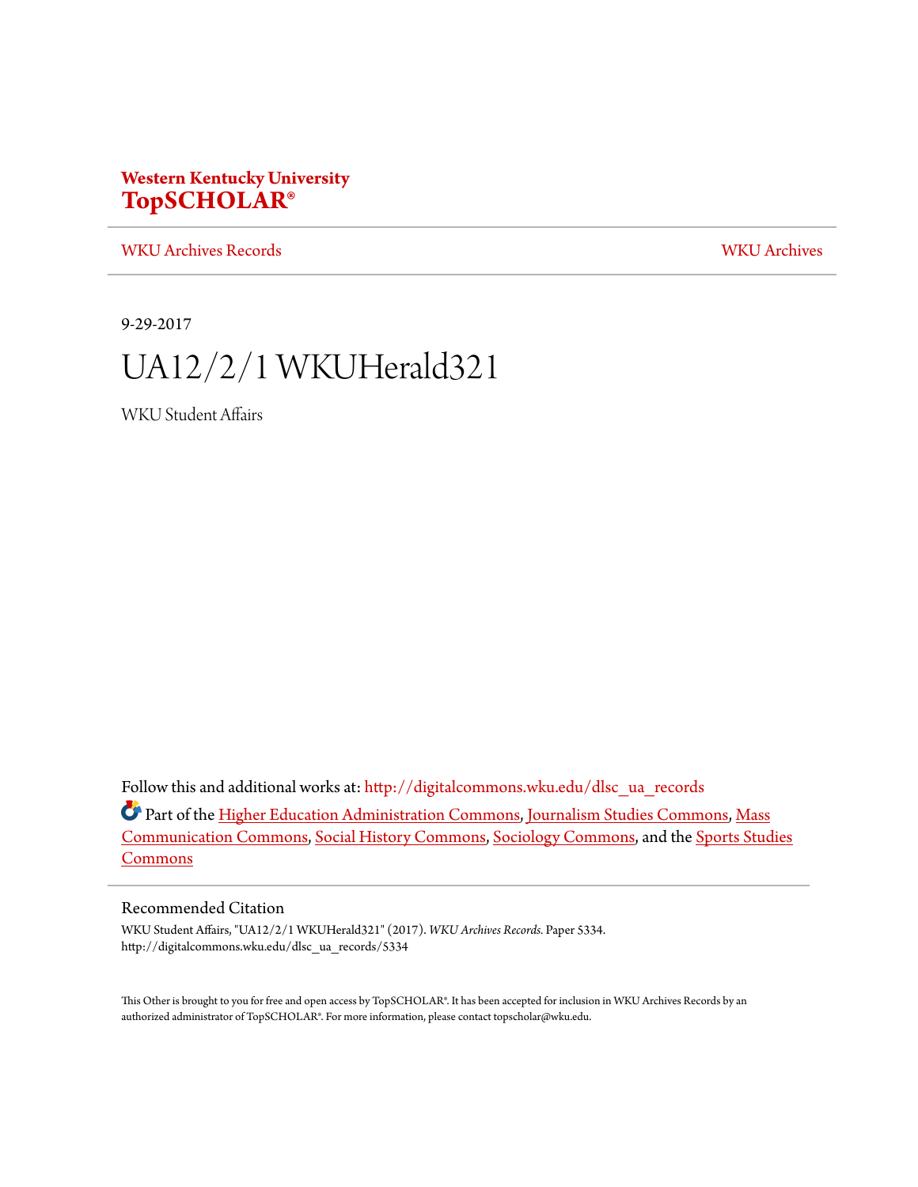**Western Kentucky University**
**TopSCHOLAR®**

WKU Archives Records | WKU Archives

9-29-2017

# UA12/2/1 WKUHerald321

WKU Student Affairs

Follow this and additional works at: http://digitalcommons.wku.edu/dlsc_ua_records

Part of the Higher Education Administration Commons, Journalism Studies Commons, Mass Communication Commons, Social History Commons, Sociology Commons, and the Sports Studies Commons

## Recommended Citation

WKU Student Affairs, "UA12/2/1 WKUHerald321" (2017). *WKU Archives Records.* Paper 5334.
http://digitalcommons.wku.edu/dlsc_ua_records/5334

This Other is brought to you for free and open access by TopSCHOLAR®. It has been accepted for inclusion in WKU Archives Records by an authorized administrator of TopSCHOLAR®. For more information, please contact topscholar@wku.edu.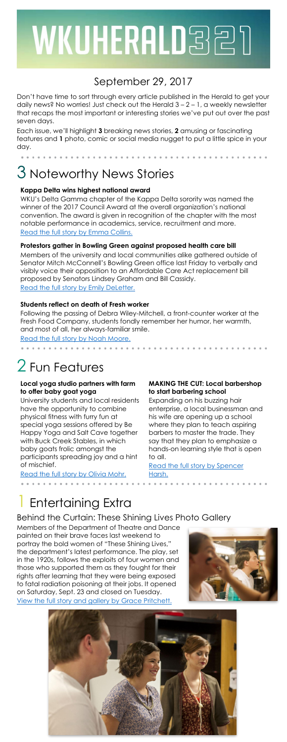# WKUHERALD321

## September 29, 2017

Don't have time to sort through every article published in the Herald to get your daily news? No worries! Just check out the Herald 3 – 2 – 1, a weekly newsletter that recaps the most important or interesting stories we've put out over the past seven days.

Each issue, we'll highlight **3** breaking news stories, **2** amusing or fascinating features and **1** photo, comic or social media nugget to put a little spice in your day.

# 3 Noteworthy News Stories

**Kappa Delta wins highest national award**

WKU's Delta Gamma chapter of the Kappa Delta sorority was named the winner of the 2017 Council Award at the overall organization's national convention. The award is given in recognition of the chapter with the most notable performance in academics, service, recruitment and more.

Read the full story by Emma Collins.

**Protestors gather in Bowling Green against proposed health care bill**

Members of the university and local communities alike gathered outside of Senator Mitch McConnell's Bowling Green office last Friday to verbally and visibly voice their opposition to an Affordable Care Act replacement bill proposed by Senators Lindsey Graham and Bill Cassidy.

Read the full story by Emily DeLetter.

**Students reflect on death of Fresh worker**

Following the passing of Debra Wiley-Mitchell, a front-counter worker at the Fresh Food Company, students fondly remember her humor, her warmth, and most of all, her always-familiar smile.

Read the full story by Noah Moore.

# 2 Fun Features

**Local yoga studio partners with farm to offer baby goat yoga**

University students and local residents have the opportunity to combine physical fitness with furry fun at special yoga sessions offered by Be Happy Yoga and Salt Cave together with Buck Creek Stables, in which baby goats frolic amongst the participants spreading joy and a hint of mischief.

Read the full story by Olivia Mohr.

**MAKING THE CUT: Local barbershop to start barbering school**

Expanding on his buzzing hair enterprise, a local businessman and his wife are opening up a school where they plan to teach aspiring barbers to master the trade. They say that they plan to emphasize a hands-on learning style that is open to all.

Read the full story by Spencer Harsh.

# 1 Entertaining Extra

## Behind the Curtain: These Shining Lives Photo Gallery

Members of the Department of Theatre and Dance painted on their brave faces last weekend to portray the bold women of "These Shining Lives," the department's latest performance. The play, set in the 1920s, follows the exploits of four women and those who supported them as they fought for their rights after learning that they were being exposed to fatal radiation poisoning at their jobs. It opened on Saturday, Sept. 23 and closed on Tuesday.

View the full story and gallery by Grace Pritchett.